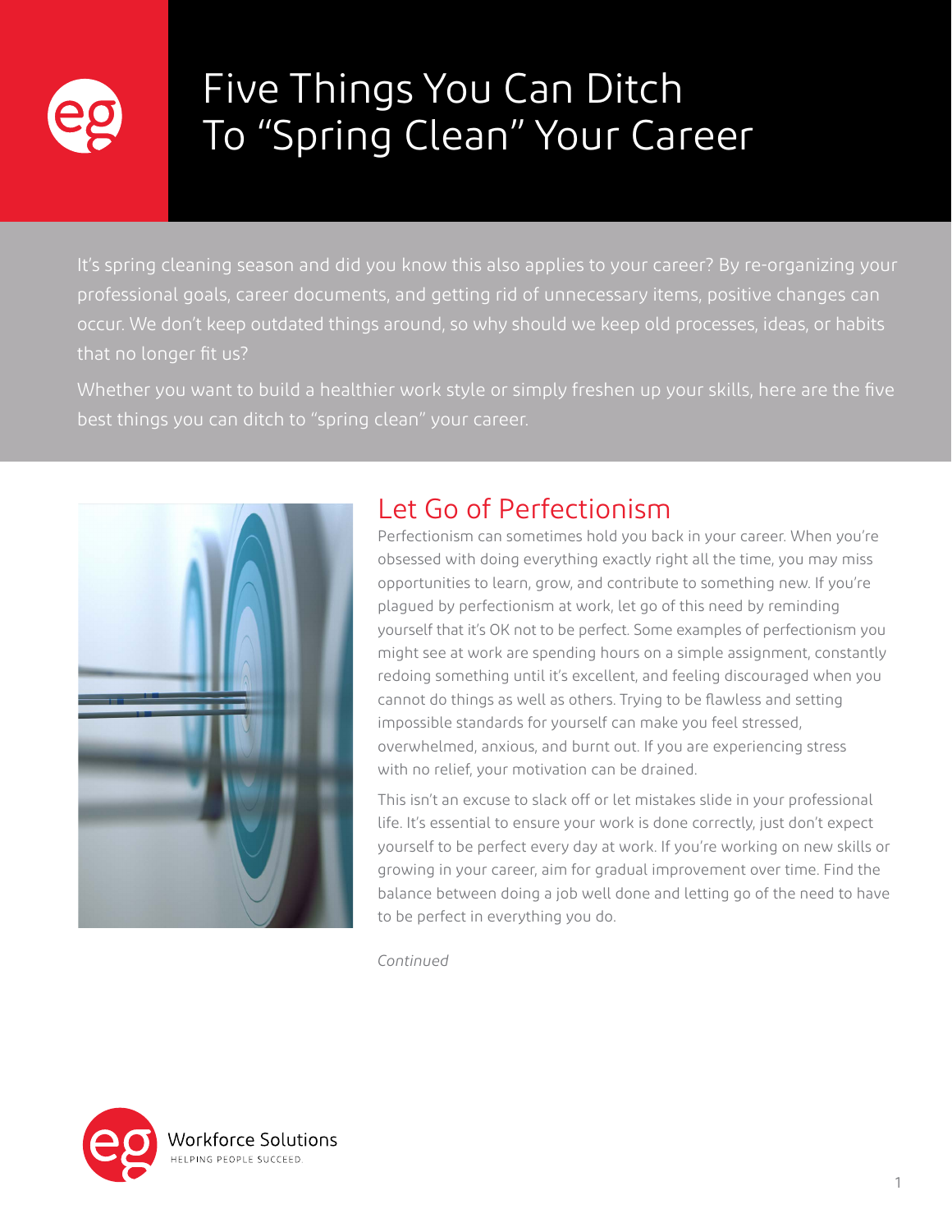# Five Things You Can Ditch To "Spring Clean" Your Career

It's spring cleaning season and did you know this also applies to your career? By re-organizing your professional goals, career documents, and getting rid of unnecessary items, positive changes can occur. We don't keep outdated things around, so why should we keep old processes, ideas, or habits that no longer fit us?

Whether you want to build a healthier work style or simply freshen up your skills, here are the five best things you can ditch to "spring clean" your career.

## Let Go of Perfectionism

Perfectionism can sometimes hold you back in your career. When you're obsessed with doing everything exactly right all the time, you may miss opportunities to learn, grow, and contribute to something new. If you're plagued by perfectionism at work, let go of this need by reminding yourself that it's OK not to be perfect. Some examples of perfectionism you might see at work are spending hours on a simple assignment, constantly redoing something until it's excellent, and feeling discouraged when you cannot do things as well as others. Trying to be flawless and setting impossible standards for yourself can make you feel stressed, overwhelmed, anxious, and burnt out. If you are experiencing stress with no relief, your motivation can be drained.

This isn't an excuse to slack off or let mistakes slide in your professional life. It's essential to ensure your work is done correctly, just don't expect yourself to be perfect every day at work. If you're working on new skills or growing in your career, aim for gradual improvement over time. Find the balance between doing a job well done and letting go of the need to have to be perfect in everything you do.

*Continued*

Workforce Solutions

HELPING PEOPLE SUCCEED.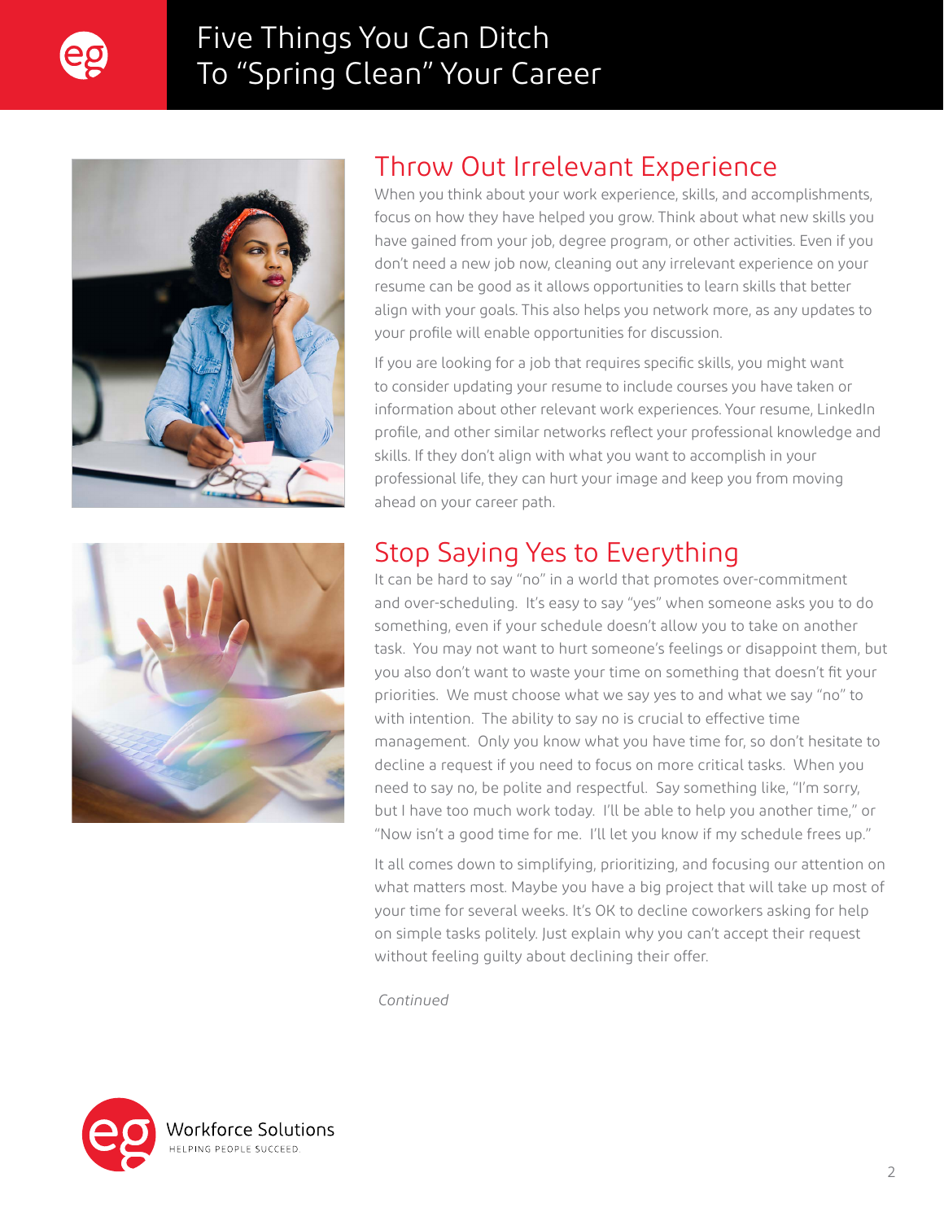# Five Things You Can Ditch To "Spring Clean" Your Career

## Throw Out Irrelevant Experience

When you think about your work experience, skills, and accomplishments, focus on how they have helped you grow. Think about what new skills you have gained from your job, degree program, or other activities. Even if you don't need a new job now, cleaning out any irrelevant experience on your resume can be good as it allows opportunities to learn skills that better align with your goals. This also helps you network more, as any updates to your profile will enable opportunities for discussion.

If you are looking for a job that requires specific skills, you might want to consider updating your resume to include courses you have taken or information about other relevant work experiences. Your resume, LinkedIn profile, and other similar networks reflect your professional knowledge and skills. If they don't align with what you want to accomplish in your professional life, they can hurt your image and keep you from moving ahead on your career path.

## Stop Saying Yes to Everything

It can be hard to say "no" in a world that promotes over-commitment and over-scheduling. It's easy to say "yes" when someone asks you to do something, even if your schedule doesn't allow you to take on another task. You may not want to hurt someone's feelings or disappoint them, but you also don't want to waste your time on something that doesn't fit your priorities. We must choose what we say yes to and what we say "no" to with intention. The ability to say no is crucial to effective time management. Only you know what you have time for, so don't hesitate to decline a request if you need to focus on more critical tasks. When you need to say no, be polite and respectful. Say something like, "I'm sorry, but I have too much work today. I'll be able to help you another time," or "Now isn't a good time for me. I'll let you know if my schedule frees up."

It all comes down to simplifying, prioritizing, and focusing our attention on what matters most. Maybe you have a big project that will take up most of your time for several weeks. It's OK to decline coworkers asking for help on simple tasks politely. Just explain why you can't accept their request without feeling guilty about declining their offer.

*Continued*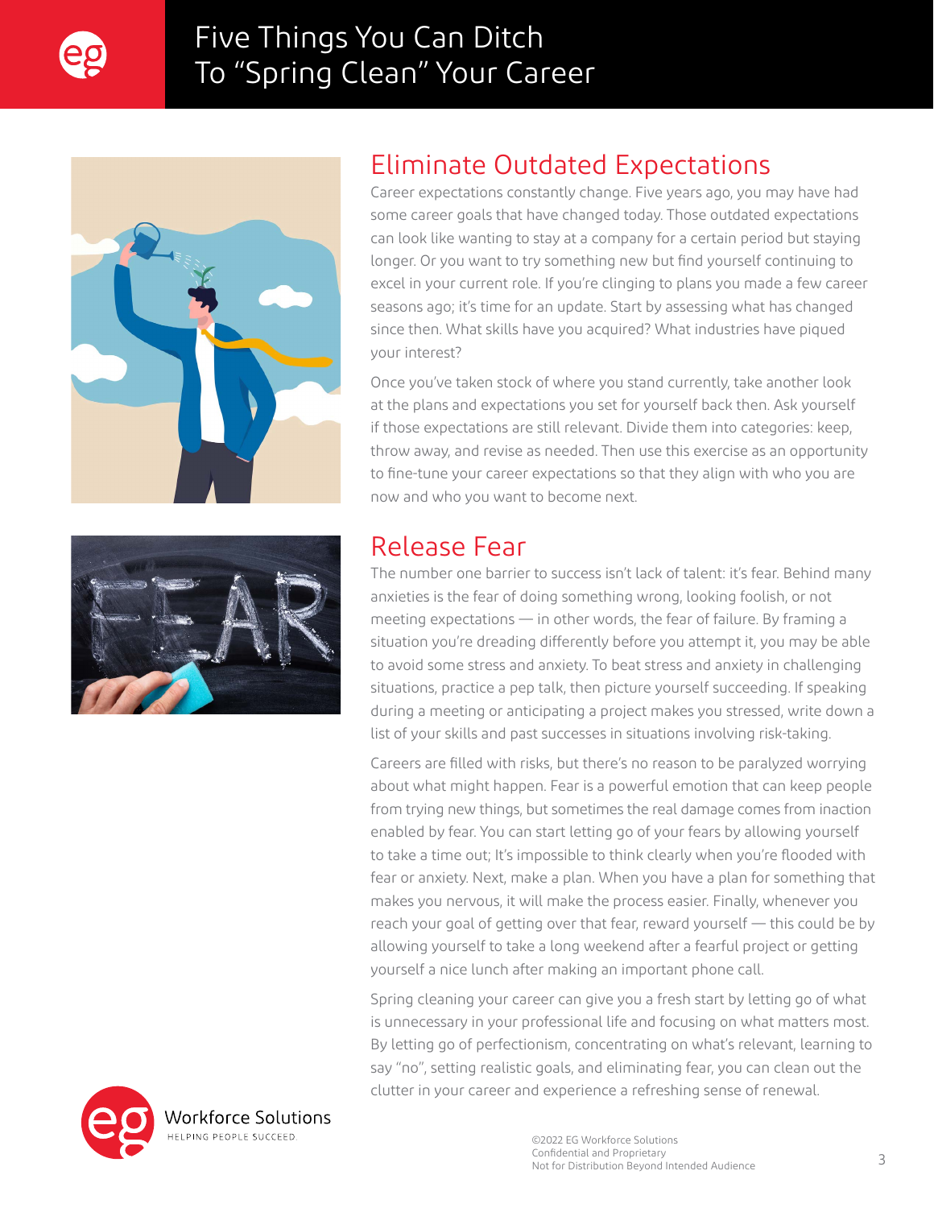# Five Things You Can Ditch To "Spring Clean" Your Career

## Eliminate Outdated Expectations

Career expectations constantly change. Five years ago, you may have had some career goals that have changed today. Those outdated expectations can look like wanting to stay at a company for a certain period but staying longer. Or you want to try something new but find yourself continuing to excel in your current role. If you're clinging to plans you made a few career seasons ago; it's time for an update. Start by assessing what has changed since then. What skills have you acquired? What industries have piqued your interest?

Once you've taken stock of where you stand currently, take another look at the plans and expectations you set for yourself back then. Ask yourself if those expectations are still relevant. Divide them into categories: keep, throw away, and revise as needed. Then use this exercise as an opportunity to fine-tune your career expectations so that they align with who you are now and who you want to become next.

## Release Fear

The number one barrier to success isn't lack of talent: it's fear. Behind many anxieties is the fear of doing something wrong, looking foolish, or not meeting expectations — in other words, the fear of failure. By framing a situation you're dreading differently before you attempt it, you may be able to avoid some stress and anxiety. To beat stress and anxiety in challenging situations, practice a pep talk, then picture yourself succeeding. If speaking during a meeting or anticipating a project makes you stressed, write down a list of your skills and past successes in situations involving risk-taking.

Careers are filled with risks, but there's no reason to be paralyzed worrying about what might happen. Fear is a powerful emotion that can keep people from trying new things, but sometimes the real damage comes from inaction enabled by fear. You can start letting go of your fears by allowing yourself to take a time out; It's impossible to think clearly when you're flooded with fear or anxiety. Next, make a plan. When you have a plan for something that makes you nervous, it will make the process easier. Finally, whenever you reach your goal of getting over that fear, reward yourself — this could be by allowing yourself to take a long weekend after a fearful project or getting yourself a nice lunch after making an important phone call.

Spring cleaning your career can give you a fresh start by letting go of what is unnecessary in your professional life and focusing on what matters most. By letting go of perfectionism, concentrating on what's relevant, learning to say "no", setting realistic goals, and eliminating fear, you can clean out the clutter in your career and experience a refreshing sense of renewal.

Workforce Solutions
HELPING PEOPLE SUCCEED.

©2022 EG Workforce Solutions
Confidential and Proprietary
Not for Distribution Beyond Intended Audience